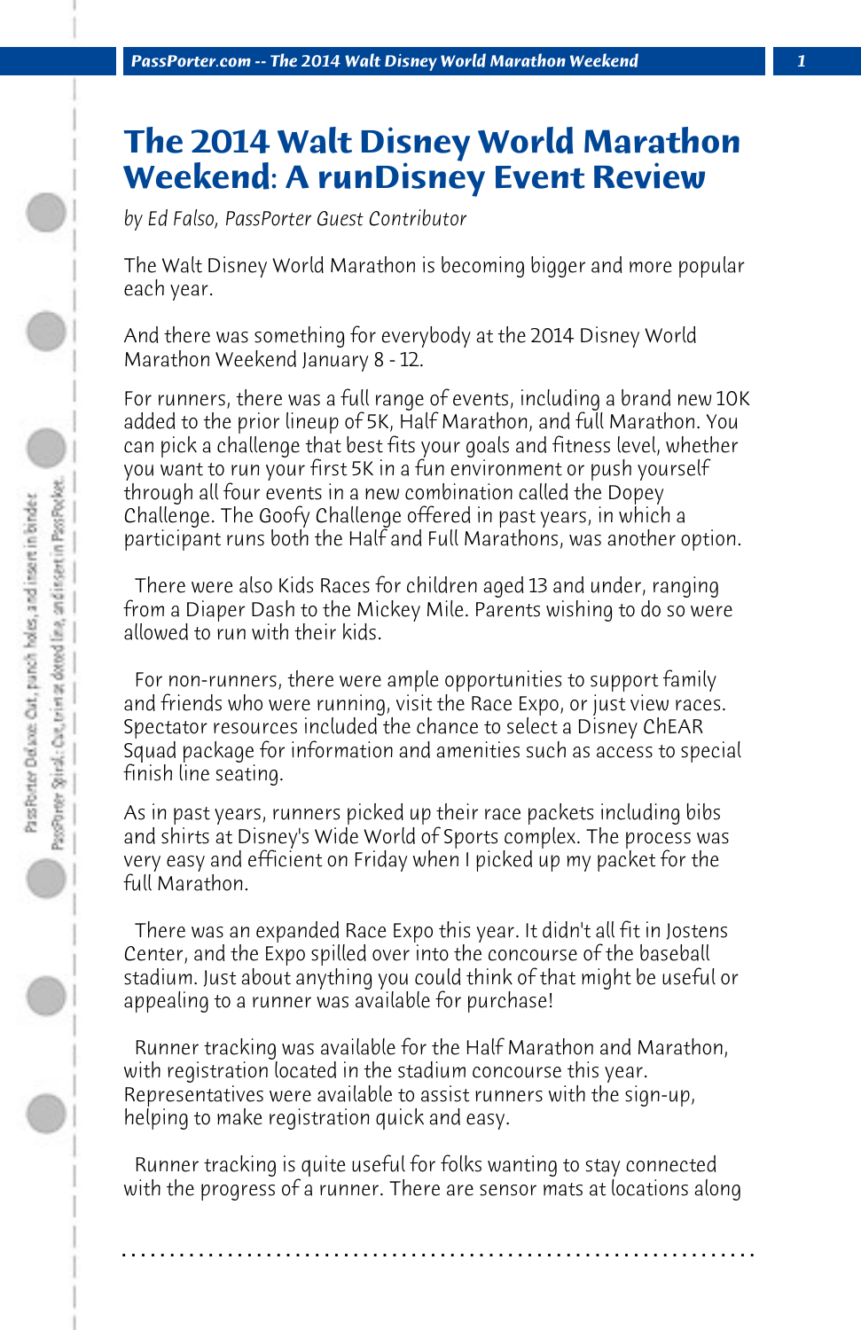# The 2014 Walt Disney World Marathon Weekend: A runDisney Event Review

*by Ed Falso, PassPorter Guest Contributor*

The Walt Disney World Marathon is becoming bigger and more popular each year.

And there was something for everybody at the 2014 Disney World Marathon Weekend January 8 - 12.

For runners, there was a full range of events, including a brand new 10K added to the prior lineup of 5K, Half Marathon, and full Marathon. You can pick a challenge that best fits your goals and fitness level, whether you want to run your first 5K in a fun environment or push yourself through all four events in a new combination called the Dopey Challenge. The Goofy Challenge offered in past years, in which a participant runs both the Half and Full Marathons, was another option.

There were also Kids Races for children aged 13 and under, ranging from a Diaper Dash to the Mickey Mile. Parents wishing to do so were allowed to run with their kids.

For non-runners, there were ample opportunities to support family and friends who were running, visit the Race Expo, or just view races. Spectator resources included the chance to select a Disney ChEAR Squad package for information and amenities such as access to special finish line seating.

As in past years, runners picked up their race packets including bibs and shirts at Disney's Wide World of Sports complex. The process was very easy and efficient on Friday when I picked up my packet for the full Marathon.

There was an expanded Race Expo this year. It didn't all fit in Jostens Center, and the Expo spilled over into the concourse of the baseball stadium. Just about anything you could think of that might be useful or appealing to a runner was available for purchase!

Runner tracking was available for the Half Marathon and Marathon, with registration located in the stadium concourse this year. Representatives were available to assist runners with the sign-up, helping to make registration quick and easy.

Runner tracking is quite useful for folks wanting to stay connected with the progress of a runner. There are sensor mats at locations along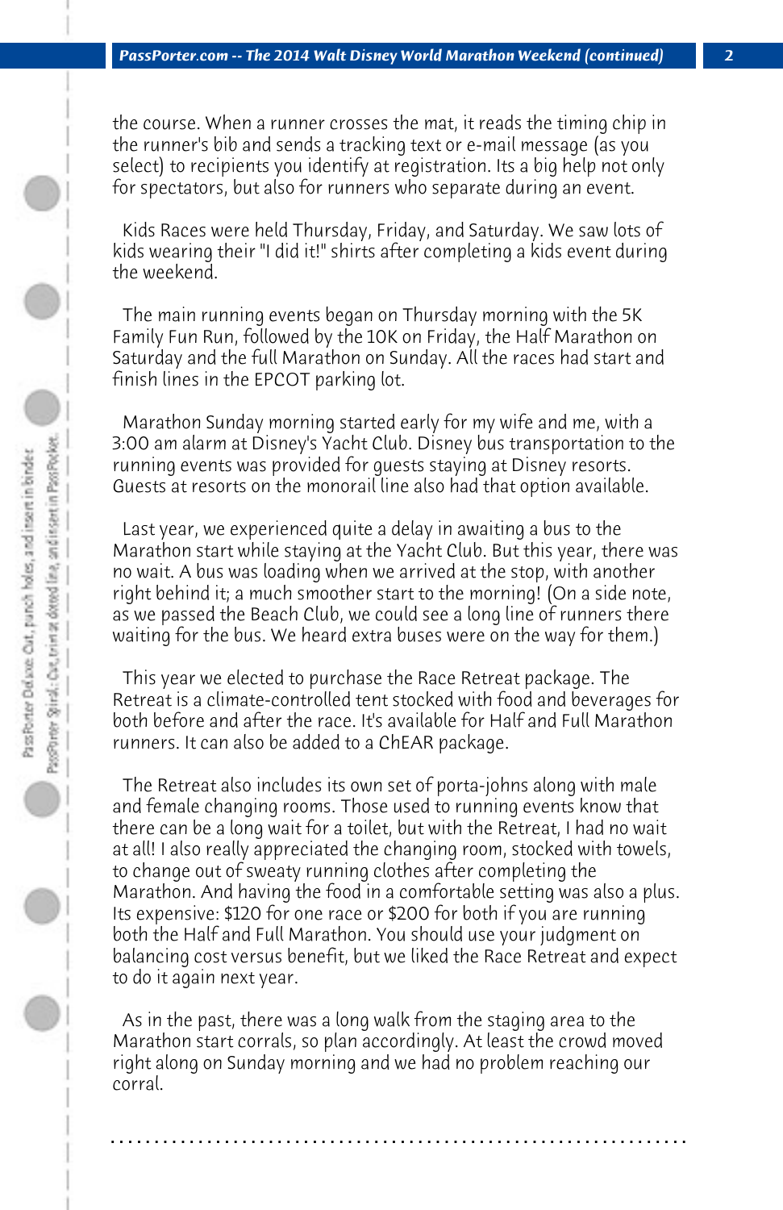the course. When a runner crosses the mat, it reads the timing chip in the runner's bib and sends a tracking text or e-mail message (as you select) to recipients you identify at registration. Its a big help not only for spectators, but also for runners who separate during an event.

Kids Races were held Thursday, Friday, and Saturday. We saw lots of kids wearing their "I did it!" shirts after completing a kids event during the weekend.

The main running events began on Thursday morning with the 5K Family Fun Run, followed by the 10K on Friday, the Half Marathon on Saturday and the full Marathon on Sunday. All the races had start and finish lines in the EPCOT parking lot.

Marathon Sunday morning started early for my wife and me, with a 3:00 am alarm at Disney's Yacht Club. Disney bus transportation to the running events was provided for guests staying at Disney resorts. Guests at resorts on the monorail line also had that option available.

Last year, we experienced quite a delay in awaiting a bus to the Marathon start while staying at the Yacht Club. But this year, there was no wait. A bus was loading when we arrived at the stop, with another right behind it; a much smoother start to the morning! (On a side note, as we passed the Beach Club, we could see a long line of runners there waiting for the bus. We heard extra buses were on the way for them.)

This year we elected to purchase the Race Retreat package. The Retreat is a climate-controlled tent stocked with food and beverages for both before and after the race. It's available for Half and Full Marathon runners. It can also be added to a ChEAR package.

The Retreat also includes its own set of porta-johns along with male and female changing rooms. Those used to running events know that there can be a long wait for a toilet, but with the Retreat, I had no wait at all! I also really appreciated the changing room, stocked with towels, to change out of sweaty running clothes after completing the Marathon. And having the food in a comfortable setting was also a plus. Its expensive: $120 for one race or $200 for both if you are running both the Half and Full Marathon. You should use your judgment on balancing cost versus benefit, but we liked the Race Retreat and expect to do it again next year.

As in the past, there was a long walk from the staging area to the Marathon start corrals, so plan accordingly. At least the crowd moved right along on Sunday morning and we had no problem reaching our corral.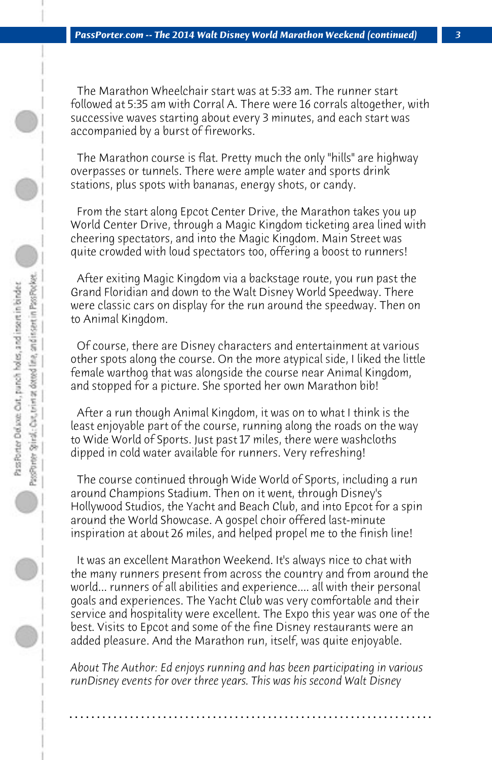The Marathon Wheelchair start was at 5:33 am. The runner start followed at 5:35 am with Corral A. There were 16 corrals altogether, with successive waves starting about every 3 minutes, and each start was accompanied by a burst of fireworks.

The Marathon course is flat. Pretty much the only "hills" are highway overpasses or tunnels. There were ample water and sports drink stations, plus spots with bananas, energy shots, or candy.

From the start along Epcot Center Drive, the Marathon takes you up World Center Drive, through a Magic Kingdom ticketing area lined with cheering spectators, and into the Magic Kingdom. Main Street was quite crowded with loud spectators too, offering a boost to runners!

After exiting Magic Kingdom via a backstage route, you run past the Grand Floridian and down to the Walt Disney World Speedway. There were classic cars on display for the run around the speedway. Then on to Animal Kingdom.

Of course, there are Disney characters and entertainment at various other spots along the course. On the more atypical side, I liked the little female warthog that was alongside the course near Animal Kingdom, and stopped for a picture. She sported her own Marathon bib!

After a run though Animal Kingdom, it was on to what I think is the least enjoyable part of the course, running along the roads on the way to Wide World of Sports. Just past 17 miles, there were washcloths dipped in cold water available for runners. Very refreshing!

The course continued through Wide World of Sports, including a run around Champions Stadium. Then on it went, through Disney's Hollywood Studios, the Yacht and Beach Club, and into Epcot for a spin around the World Showcase. A gospel choir offered last-minute inspiration at about 26 miles, and helped propel me to the finish line!

It was an excellent Marathon Weekend. It's always nice to chat with the many runners present from across the country and from around the world... runners of all abilities and experience.... all with their personal goals and experiences. The Yacht Club was very comfortable and their service and hospitality were excellent. The Expo this year was one of the best. Visits to Epcot and some of the fine Disney restaurants were an added pleasure. And the Marathon run, itself, was quite enjoyable.

*About The Author: Ed enjoys running and has been participating in various runDisney events for over three years. This was his second Walt Disney*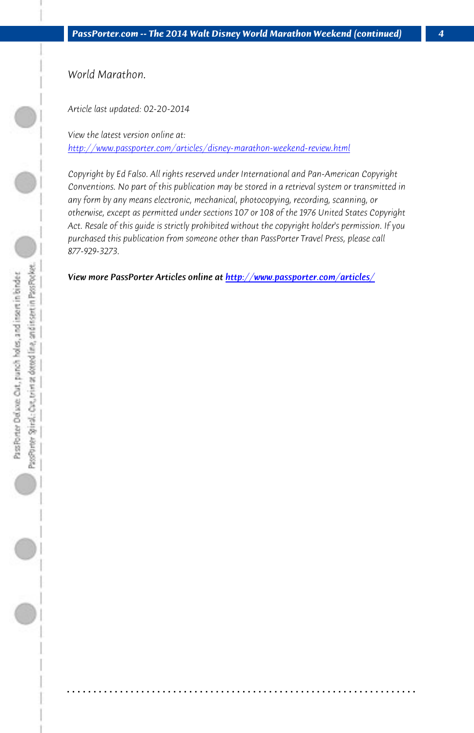*World Marathon.*

*Article last updated: 02-20-2014*

*View the latest version online at:*
*http://www.passporter.com/articles/disney-marathon-weekend-review.html*

*Copyright by Ed Falso. All rights reserved under International and Pan-American Copyright Conventions. No part of this publication may be stored in a retrieval system or transmitted in any form by any means electronic, mechanical, photocopying, recording, scanning, or otherwise, except as permitted under sections 107 or 108 of the 1976 United States Copyright Act. Resale of this guide is strictly prohibited without the copyright holder's permission. If you purchased this publication from someone other than PassPorter Travel Press, please call 877-929-3273.*

***View more PassPorter Articles online at http://www.passporter.com/articles/***